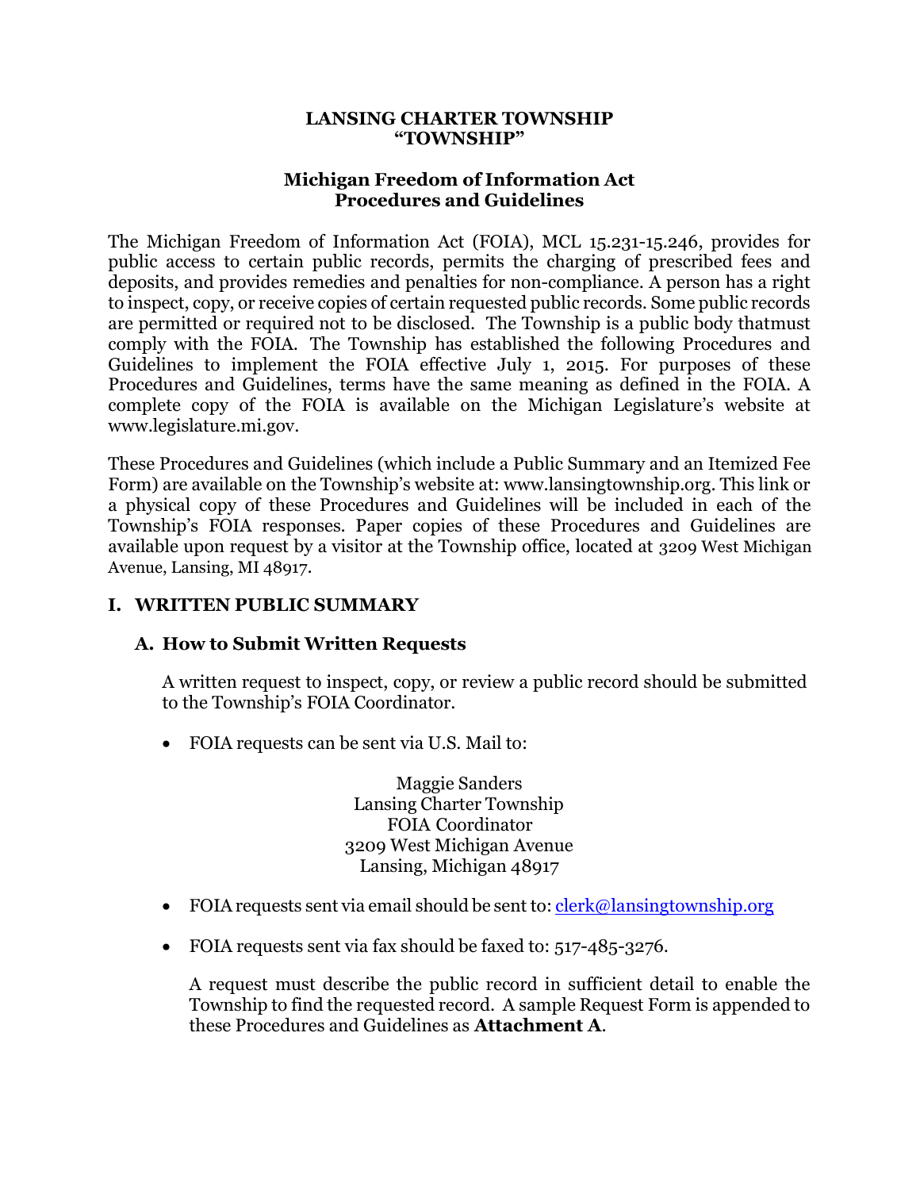**LANSING CHARTER TOWNSHIP**
**"TOWNSHIP"**

**Michigan Freedom of Information Act**
**Procedures and Guidelines**

The Michigan Freedom of Information Act (FOIA), MCL 15.231-15.246, provides for public access to certain public records, permits the charging of prescribed fees and deposits, and provides remedies and penalties for non-compliance. A person has a right to inspect, copy, or receive copies of certain requested public records. Some public records are permitted or required not to be disclosed. The Township is a public body thatmust comply with the FOIA. The Township has established the following Procedures and Guidelines to implement the FOIA effective July 1, 2015. For purposes of these Procedures and Guidelines, terms have the same meaning as defined in the FOIA. A complete copy of the FOIA is available on the Michigan Legislature's website at www.legislature.mi.gov.

These Procedures and Guidelines (which include a Public Summary and an Itemized Fee Form) are available on the Township's website at: www.lansingtownship.org. This link or a physical copy of these Procedures and Guidelines will be included in each of the Township's FOIA responses. Paper copies of these Procedures and Guidelines are available upon request by a visitor at the Township office, located at 3209 West Michigan Avenue, Lansing, MI 48917.

## I. WRITTEN PUBLIC SUMMARY

### A. How to Submit Written Requests

A written request to inspect, copy, or review a public record should be submitted to the Township's FOIA Coordinator.

- FOIA requests can be sent via U.S. Mail to:

  Maggie Sanders
  Lansing Charter Township
  FOIA Coordinator
  3209 West Michigan Avenue
  Lansing, Michigan 48917

- FOIA requests sent via email should be sent to: clerk@lansingtownship.org

- FOIA requests sent via fax should be faxed to: 517-485-3276.

  A request must describe the public record in sufficient detail to enable the Township to find the requested record. A sample Request Form is appended to these Procedures and Guidelines as **Attachment A**.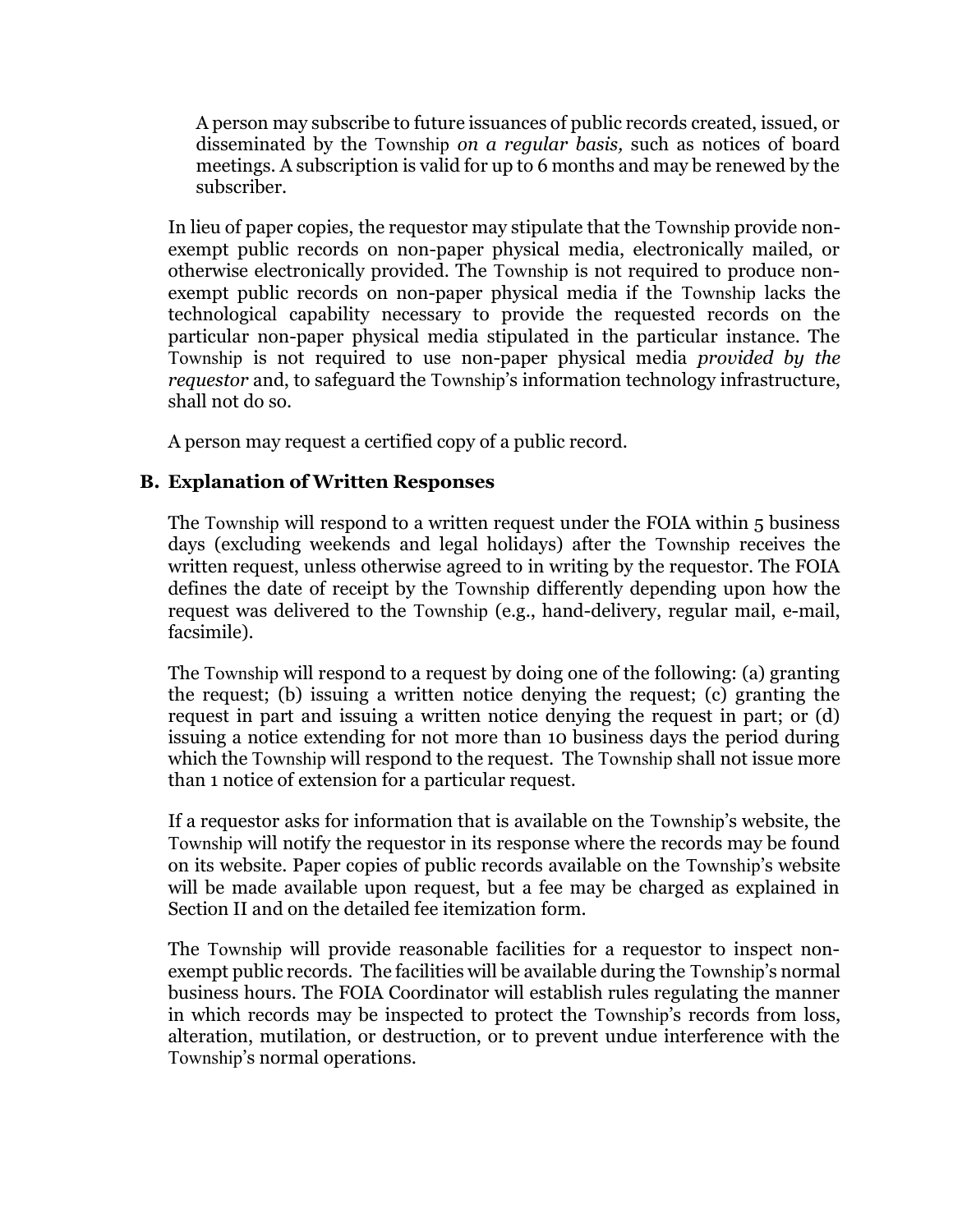A person may subscribe to future issuances of public records created, issued, or disseminated by the Township *on a regular basis,* such as notices of board meetings. A subscription is valid for up to 6 months and may be renewed by the subscriber.

In lieu of paper copies, the requestor may stipulate that the Township provide non-exempt public records on non-paper physical media, electronically mailed, or otherwise electronically provided. The Township is not required to produce non-exempt public records on non-paper physical media if the Township lacks the technological capability necessary to provide the requested records on the particular non-paper physical media stipulated in the particular instance. The Township is not required to use non-paper physical media *provided by the requestor* and, to safeguard the Township's information technology infrastructure, shall not do so.

A person may request a certified copy of a public record.

## B. Explanation of Written Responses

The Township will respond to a written request under the FOIA within 5 business days (excluding weekends and legal holidays) after the Township receives the written request, unless otherwise agreed to in writing by the requestor. The FOIA defines the date of receipt by the Township differently depending upon how the request was delivered to the Township (e.g., hand-delivery, regular mail, e-mail, facsimile).

The Township will respond to a request by doing one of the following: (a) granting the request; (b) issuing a written notice denying the request; (c) granting the request in part and issuing a written notice denying the request in part; or (d) issuing a notice extending for not more than 10 business days the period during which the Township will respond to the request. The Township shall not issue more than 1 notice of extension for a particular request.

If a requestor asks for information that is available on the Township's website, the Township will notify the requestor in its response where the records may be found on its website. Paper copies of public records available on the Township's website will be made available upon request, but a fee may be charged as explained in Section II and on the detailed fee itemization form.

The Township will provide reasonable facilities for a requestor to inspect non-exempt public records. The facilities will be available during the Township's normal business hours. The FOIA Coordinator will establish rules regulating the manner in which records may be inspected to protect the Township's records from loss, alteration, mutilation, or destruction, or to prevent undue interference with the Township's normal operations.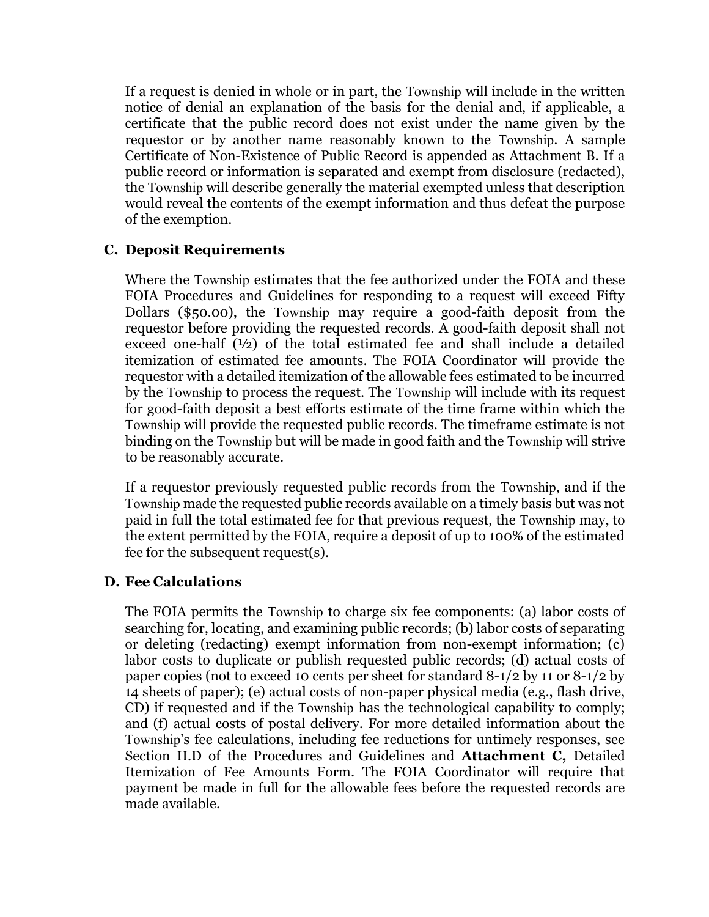If a request is denied in whole or in part, the Township will include in the written notice of denial an explanation of the basis for the denial and, if applicable, a certificate that the public record does not exist under the name given by the requestor or by another name reasonably known to the Township. A sample Certificate of Non-Existence of Public Record is appended as Attachment B. If a public record or information is separated and exempt from disclosure (redacted), the Township will describe generally the material exempted unless that description would reveal the contents of the exempt information and thus defeat the purpose of the exemption.

### C. Deposit Requirements

Where the Township estimates that the fee authorized under the FOIA and these FOIA Procedures and Guidelines for responding to a request will exceed Fifty Dollars ($50.00), the Township may require a good-faith deposit from the requestor before providing the requested records. A good-faith deposit shall not exceed one-half (½) of the total estimated fee and shall include a detailed itemization of estimated fee amounts. The FOIA Coordinator will provide the requestor with a detailed itemization of the allowable fees estimated to be incurred by the Township to process the request. The Township will include with its request for good-faith deposit a best efforts estimate of the time frame within which the Township will provide the requested public records. The timeframe estimate is not binding on the Township but will be made in good faith and the Township will strive to be reasonably accurate.

If a requestor previously requested public records from the Township, and if the Township made the requested public records available on a timely basis but was not paid in full the total estimated fee for that previous request, the Township may, to the extent permitted by the FOIA, require a deposit of up to 100% of the estimated fee for the subsequent request(s).

### D. Fee Calculations

The FOIA permits the Township to charge six fee components: (a) labor costs of searching for, locating, and examining public records; (b) labor costs of separating or deleting (redacting) exempt information from non-exempt information; (c) labor costs to duplicate or publish requested public records; (d) actual costs of paper copies (not to exceed 10 cents per sheet for standard 8-1/2 by 11 or 8-1/2 by 14 sheets of paper); (e) actual costs of non-paper physical media (e.g., flash drive, CD) if requested and if the Township has the technological capability to comply; and (f) actual costs of postal delivery. For more detailed information about the Township's fee calculations, including fee reductions for untimely responses, see Section II.D of the Procedures and Guidelines and **Attachment C,** Detailed Itemization of Fee Amounts Form. The FOIA Coordinator will require that payment be made in full for the allowable fees before the requested records are made available.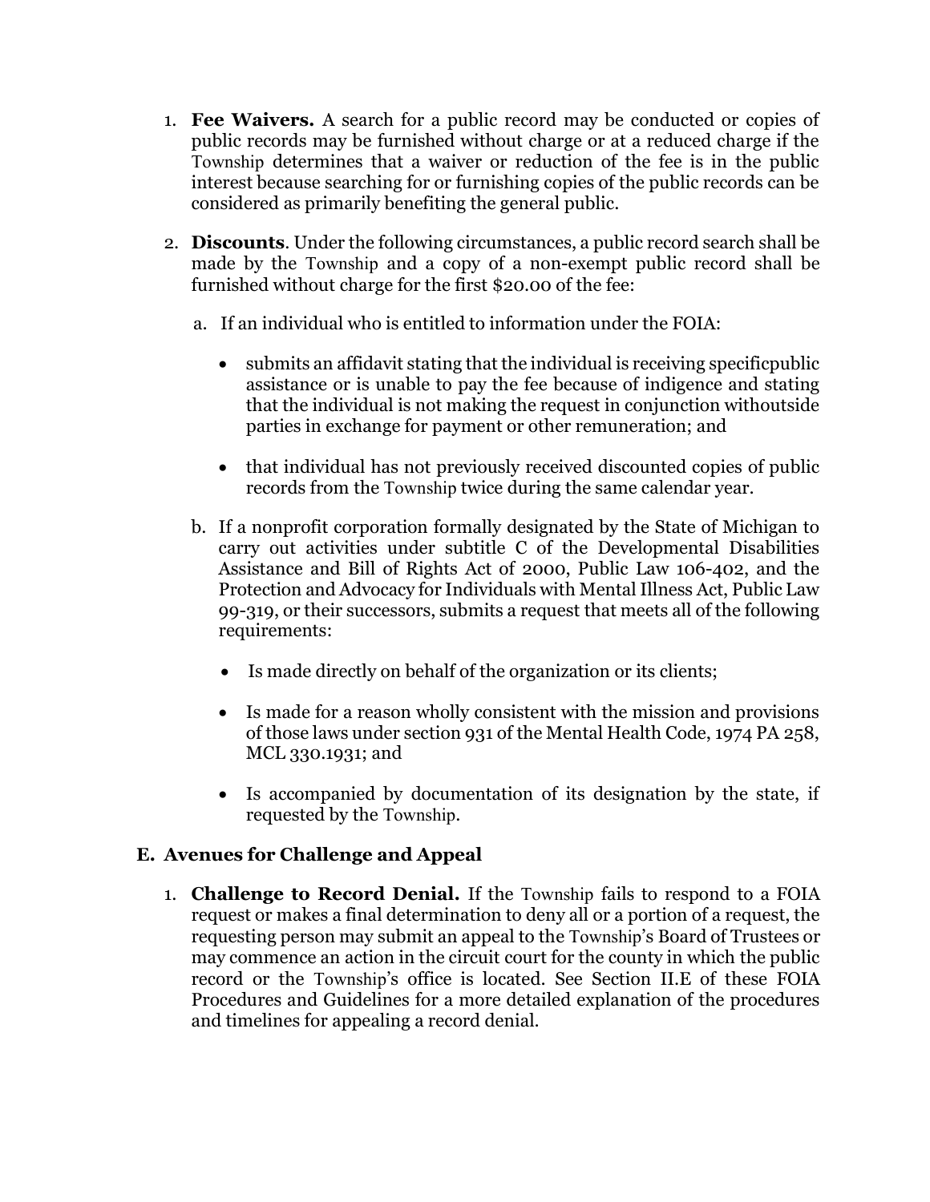1. **Fee Waivers.** A search for a public record may be conducted or copies of public records may be furnished without charge or at a reduced charge if the Township determines that a waiver or reduction of the fee is in the public interest because searching for or furnishing copies of the public records can be considered as primarily benefiting the general public.

2. **Discounts**. Under the following circumstances, a public record search shall be made by the Township and a copy of a non-exempt public record shall be furnished without charge for the first $20.00 of the fee:

   a. If an individual who is entitled to information under the FOIA:

      - submits an affidavit stating that the individual is receiving specificpublic assistance or is unable to pay the fee because of indigence and stating that the individual is not making the request in conjunction withoutside parties in exchange for payment or other remuneration; and

      - that individual has not previously received discounted copies of public records from the Township twice during the same calendar year.

   b. If a nonprofit corporation formally designated by the State of Michigan to carry out activities under subtitle C of the Developmental Disabilities Assistance and Bill of Rights Act of 2000, Public Law 106-402, and the Protection and Advocacy for Individuals with Mental Illness Act, Public Law 99-319, or their successors, submits a request that meets all of the following requirements:

      - Is made directly on behalf of the organization or its clients;

      - Is made for a reason wholly consistent with the mission and provisions of those laws under section 931 of the Mental Health Code, 1974 PA 258, MCL 330.1931; and

      - Is accompanied by documentation of its designation by the state, if requested by the Township.

## E. Avenues for Challenge and Appeal

1. **Challenge to Record Denial.** If the Township fails to respond to a FOIA request or makes a final determination to deny all or a portion of a request, the requesting person may submit an appeal to the Township's Board of Trustees or may commence an action in the circuit court for the county in which the public record or the Township's office is located. See Section II.E of these FOIA Procedures and Guidelines for a more detailed explanation of the procedures and timelines for appealing a record denial.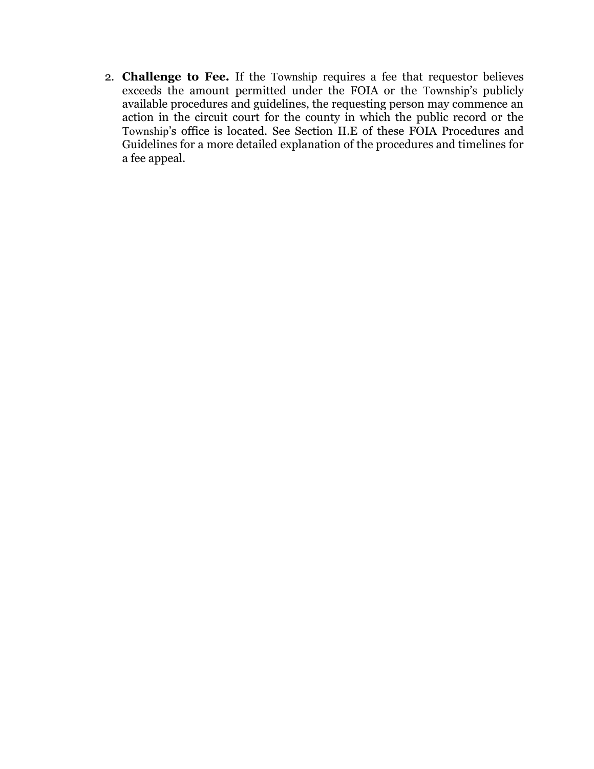2. **Challenge to Fee.** If the Township requires a fee that requestor believes exceeds the amount permitted under the FOIA or the Township's publicly available procedures and guidelines, the requesting person may commence an action in the circuit court for the county in which the public record or the Township's office is located. See Section II.E of these FOIA Procedures and Guidelines for a more detailed explanation of the procedures and timelines for a fee appeal.